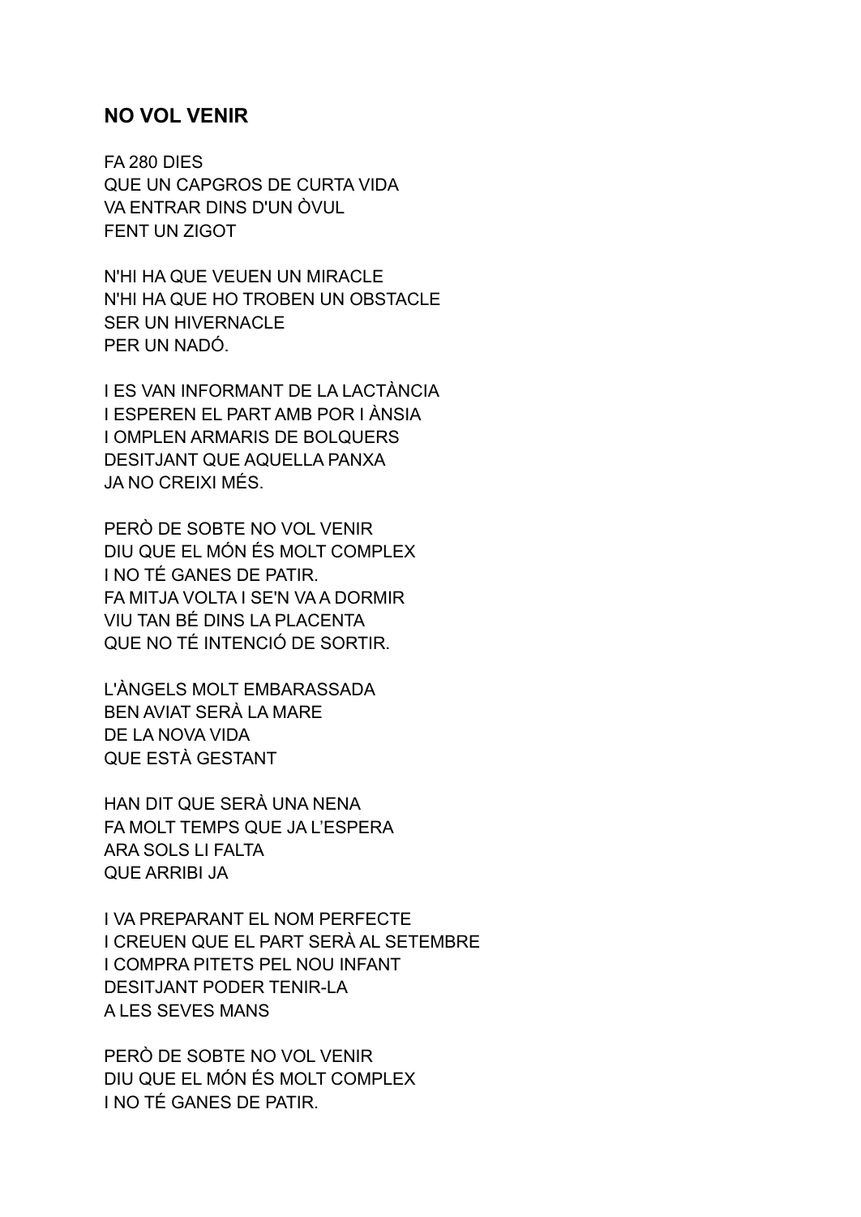# NO VOL VENIR

FA 280 DIES
QUE UN CAPGROS DE CURTA VIDA
VA ENTRAR DINS D'UN ÒVUL
FENT UN ZIGOT

N'HI HA QUE VEUEN UN MIRACLE
N'HI HA QUE HO TROBEN UN OBSTACLE
SER UN HIVERNACLE
PER UN NADÓ.

I ES VAN INFORMANT DE LA LACTÀNCIA
I ESPEREN EL PART AMB POR I ÀNSIA
I OMPLEN ARMARIS DE BOLQUERS
DESITJANT QUE AQUELLA PANXA
JA NO CREIXI MÉS.

PERÒ DE SOBTE NO VOL VENIR
DIU QUE EL MÓN ÉS MOLT COMPLEX
I NO TÉ GANES DE PATIR.
FA MITJA VOLTA I SE'N VA A DORMIR
VIU TAN BÉ DINS LA PLACENTA
QUE NO TÉ INTENCIÓ DE SORTIR.

L'ÀNGELS MOLT EMBARASSADA
BEN AVIAT SERÀ LA MARE
DE LA NOVA VIDA
QUE ESTÀ GESTANT

HAN DIT QUE SERÀ UNA NENA
FA MOLT TEMPS QUE JA L'ESPERA
ARA SOLS LI FALTA
QUE ARRIBI JA

I VA PREPARANT EL NOM PERFECTE
I CREUEN QUE EL PART SERÀ AL SETEMBRE
I COMPRA PITETS PEL NOU INFANT
DESITJANT PODER TENIR-LA
A LES SEVES MANS

PERÒ DE SOBTE NO VOL VENIR
DIU QUE EL MÓN ÉS MOLT COMPLEX
I NO TÉ GANES DE PATIR.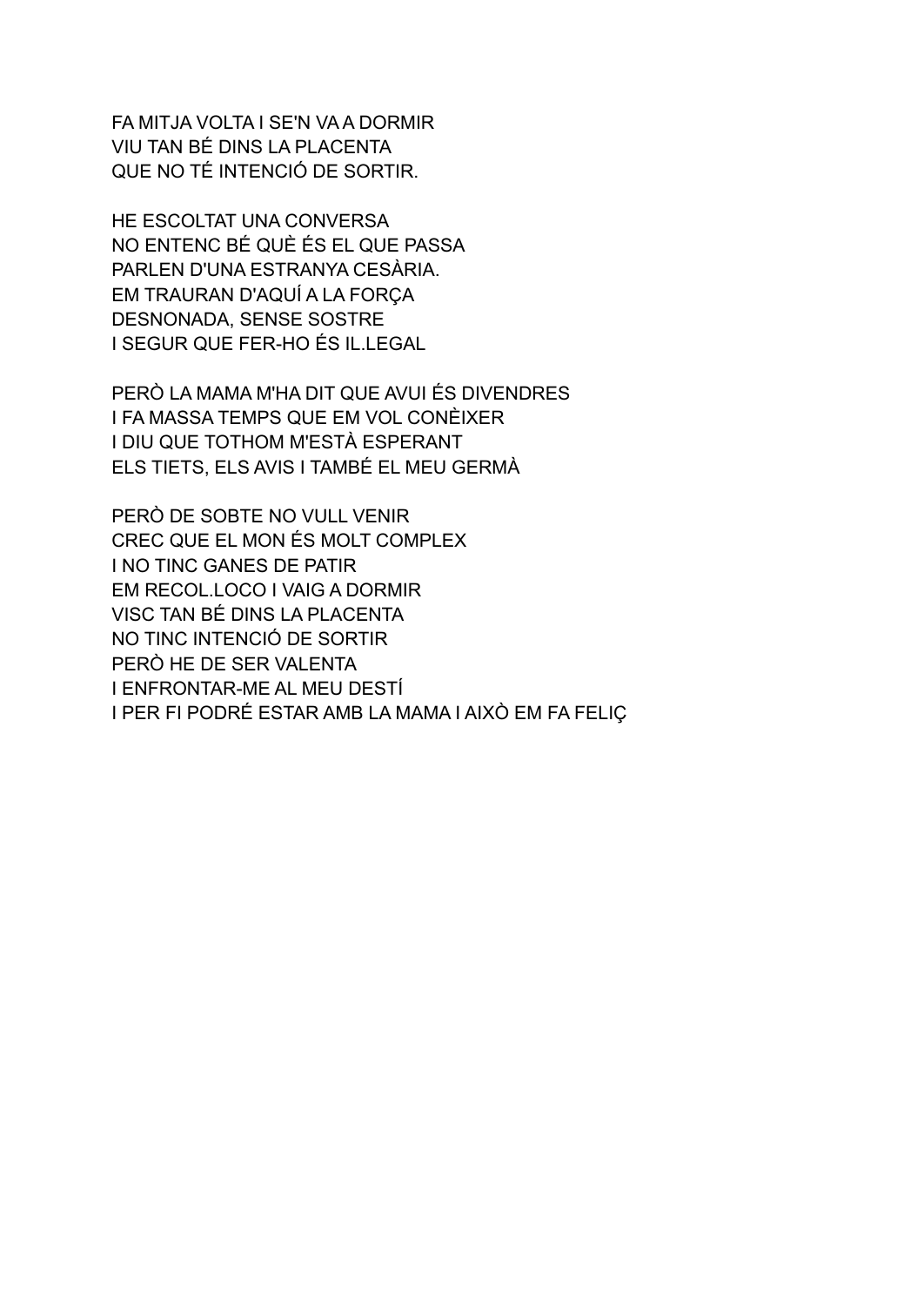FA MITJA VOLTA I SE'N VA A DORMIR
VIU TAN BÉ DINS LA PLACENTA
QUE NO TÉ INTENCIÓ DE SORTIR.

HE ESCOLTAT UNA CONVERSA
NO ENTENC BÉ QUÈ ÉS EL QUE PASSA
PARLEN D'UNA ESTRANYA CESÀRIA.
EM TRAURAN D'AQUÍ A LA FORÇA
DESNONADA, SENSE SOSTRE
I SEGUR QUE FER-HO ÉS IL.LEGAL

PERÒ LA MAMA M'HA DIT QUE AVUI ÉS DIVENDRES
I FA MASSA TEMPS QUE EM VOL CONÈIXER
I DIU QUE TOTHOM M'ESTÀ ESPERANT
ELS TIETS, ELS AVIS I TAMBÉ EL MEU GERMÀ

PERÒ DE SOBTE NO VULL VENIR
CREC QUE EL MON ÉS MOLT COMPLEX
I NO TINC GANES DE PATIR
EM RECOL.LOCO I VAIG A DORMIR
VISC TAN BÉ DINS LA PLACENTA
NO TINC INTENCIÓ DE SORTIR
PERÒ HE DE SER VALENTA
I ENFRONTAR-ME AL MEU DESTÍ
I PER FI PODRÉ ESTAR AMB LA MAMA I AIXÒ EM FA FELIÇ